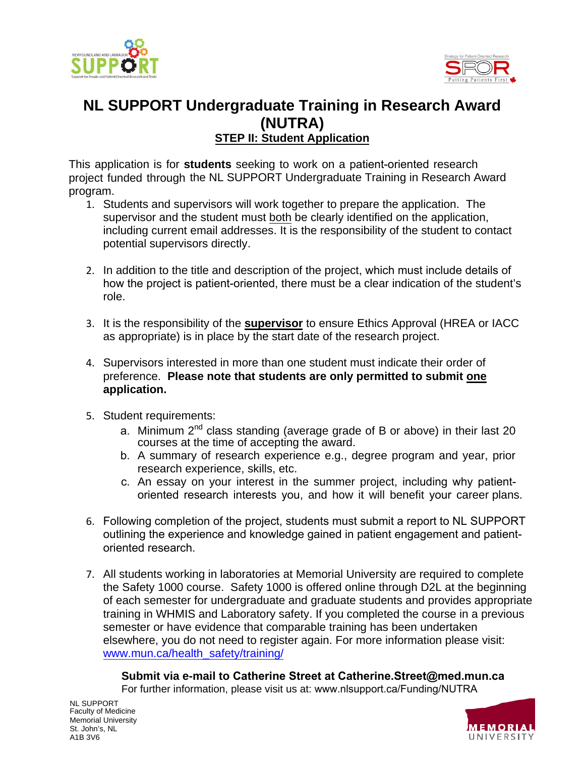# NL SUPPORT Undergraduate Training in Research Award (NUTRA)

## STEP II: Student Application

This application is for **students** seeking to work on a patient-oriented research project funded through the NL SUPPORT Undergraduate Training in Research Award program.

1. Students and supervisors will work together to prepare the application. The supervisor and the student must both be clearly identified on the application, including current email addresses. It is the responsibility of the student to contact potential supervisors directly.

2. In addition to the title and description of the project, which must include details of how the project is patient-oriented, there must be a clear indication of the student's role.

3. It is the responsibility of the **supervisor** to ensure Ethics Approval (HREA or IACC as appropriate) is in place by the start date of the research project.

4. Supervisors interested in more than one student must indicate their order of preference. **Please note that students are only permitted to submit one application.**

5. Student requirements:
   a. Minimum 2nd class standing (average grade of B or above) in their last 20 courses at the time of accepting the award.
   b. A summary of research experience e.g., degree program and year, prior research experience, skills, etc.
   c. An essay on your interest in the summer project, including why patient-oriented research interests you, and how it will benefit your career plans.

6. Following completion of the project, students must submit a report to NL SUPPORT outlining the experience and knowledge gained in patient engagement and patient-oriented research.

7. All students working in laboratories at Memorial University are required to complete the Safety 1000 course. Safety 1000 is offered online through D2L at the beginning of each semester for undergraduate and graduate students and provides appropriate training in WHMIS and Laboratory safety. If you completed the course in a previous semester or have evidence that comparable training has been undertaken elsewhere, you do not need to register again. For more information please visit: www.mun.ca/health_safety/training/

**Submit via e-mail to Catherine Street at Catherine.Street@med.mun.ca**

For further information, please visit us at: www.nlsupport.ca/Funding/NUTRA

NL SUPPORT
Faculty of Medicine
Memorial University
St. John's, NL
A1B 3V6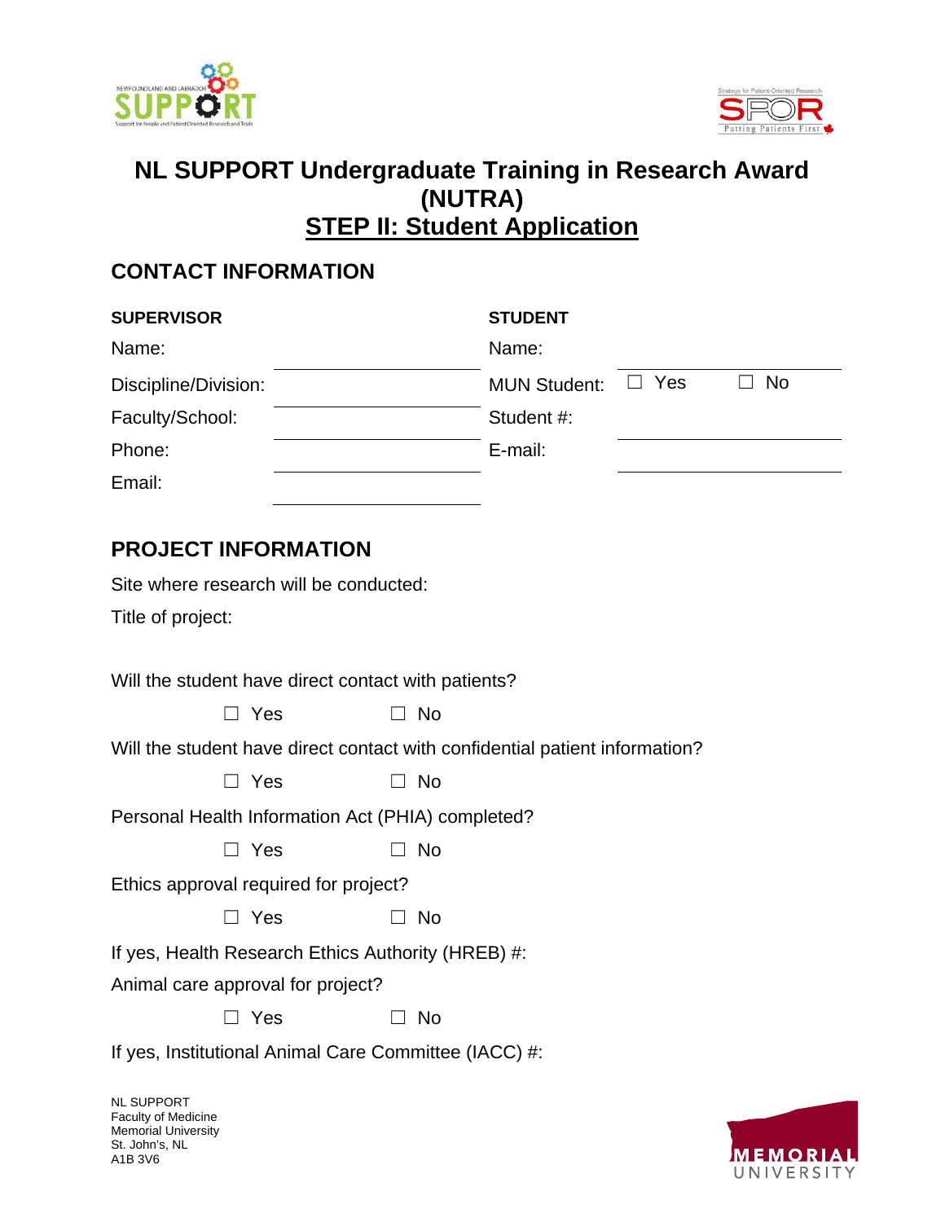# NL SUPPORT Undergraduate Training in Research Award (NUTRA)

## STEP II: Student Application

## CONTACT INFORMATION

| SUPERVISOR | | STUDENT | |
|---|---|---|---|
| Name: | | Name: | |
| Discipline/Division: | | MUN Student: | ☐ Yes ☐ No |
| Faculty/School: | | Student #: | |
| Phone: | | E-mail: | |
| Email: | | | |

## PROJECT INFORMATION

Site where research will be conducted:

Title of project:

Will the student have direct contact with patients?

☐ Yes ☐ No

Will the student have direct contact with confidential patient information?

☐ Yes ☐ No

Personal Health Information Act (PHIA) completed?

☐ Yes ☐ No

Ethics approval required for project?

☐ Yes ☐ No

If yes, Health Research Ethics Authority (HREB) #:

Animal care approval for project?

☐ Yes ☐ No

If yes, Institutional Animal Care Committee (IACC) #:

NL SUPPORT
Faculty of Medicine
Memorial University
St. John's, NL
A1B 3V6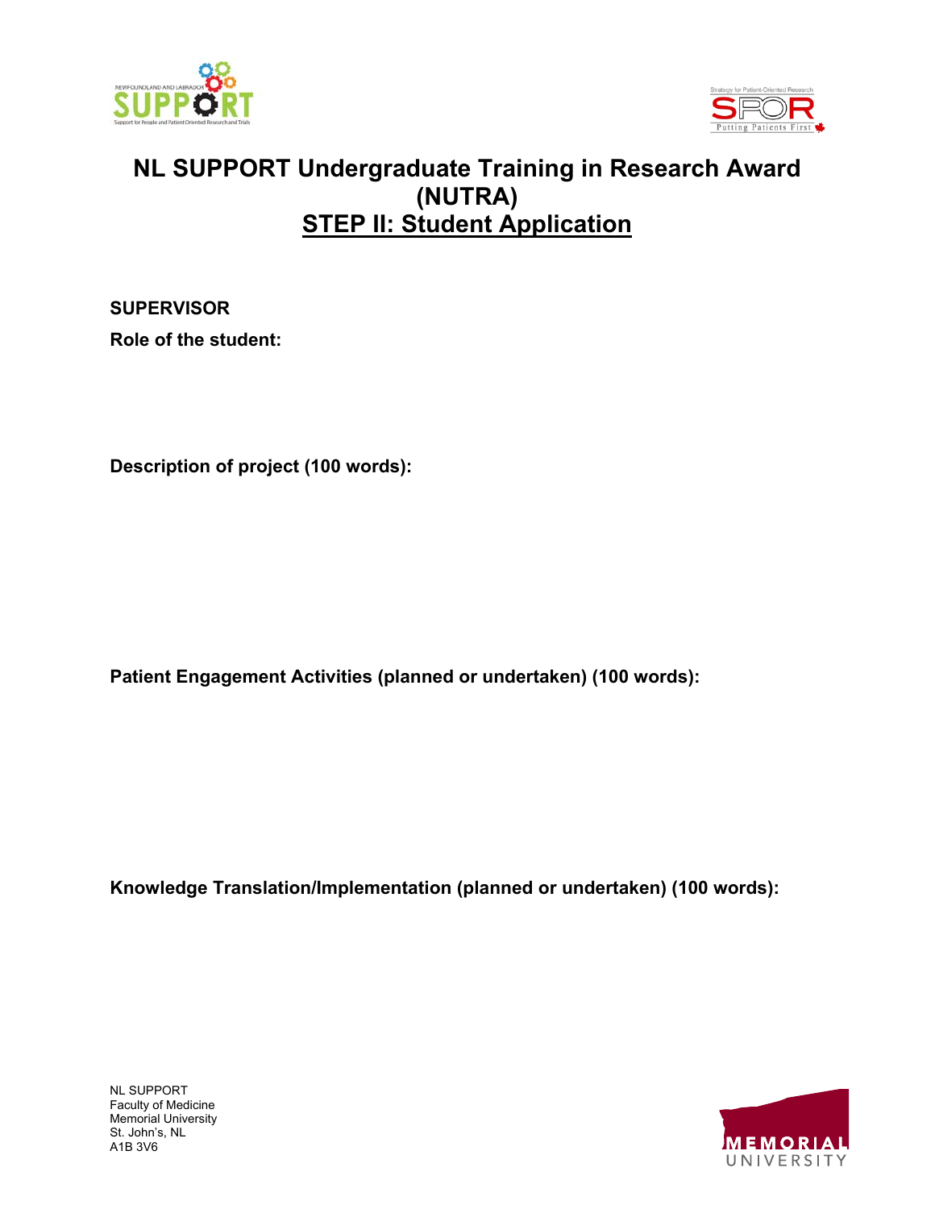# NL SUPPORT Undergraduate Training in Research Award (NUTRA)

## STEP II: Student Application

**SUPERVISOR**

**Role of the student:**

**Description of project (100 words):**

**Patient Engagement Activities (planned or undertaken) (100 words):**

**Knowledge Translation/Implementation (planned or undertaken) (100 words):**

NL SUPPORT
Faculty of Medicine
Memorial University
St. John's, NL
A1B 3V6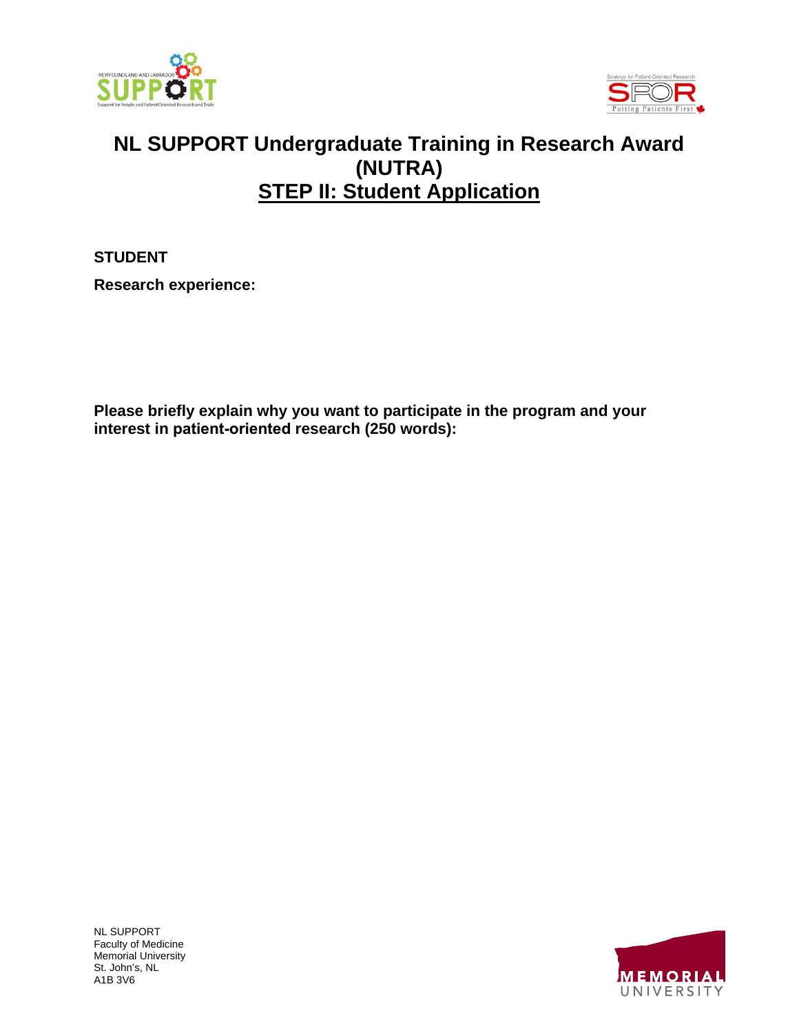# NL SUPPORT Undergraduate Training in Research Award (NUTRA)

## STEP II: Student Application

**STUDENT**

**Research experience:**

**Please briefly explain why you want to participate in the program and your interest in patient-oriented research (250 words):**

NL SUPPORT
Faculty of Medicine
Memorial University
St. John's, NL
A1B 3V6